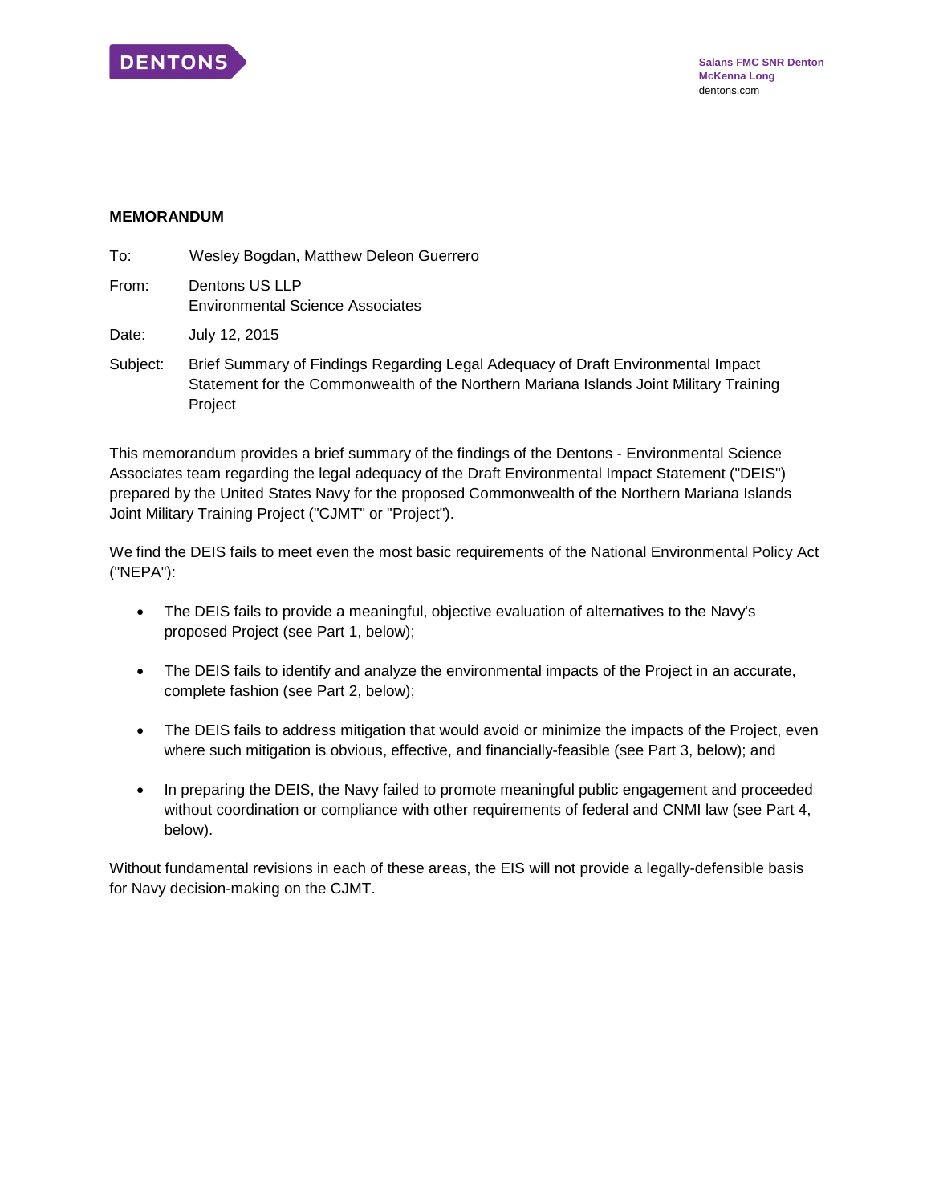DENTONS

Salans FMC SNR Denton
McKenna Long
dentons.com

**MEMORANDUM**

To: Wesley Bogdan, Matthew Deleon Guerrero

From: Dentons US LLP
Environmental Science Associates

Date: July 12, 2015

Subject: Brief Summary of Findings Regarding Legal Adequacy of Draft Environmental Impact Statement for the Commonwealth of the Northern Mariana Islands Joint Military Training Project

This memorandum provides a brief summary of the findings of the Dentons - Environmental Science Associates team regarding the legal adequacy of the Draft Environmental Impact Statement ("DEIS") prepared by the United States Navy for the proposed Commonwealth of the Northern Mariana Islands Joint Military Training Project ("CJMT" or "Project").

We find the DEIS fails to meet even the most basic requirements of the National Environmental Policy Act ("NEPA"):

- The DEIS fails to provide a meaningful, objective evaluation of alternatives to the Navy's proposed Project (see Part 1, below);
- The DEIS fails to identify and analyze the environmental impacts of the Project in an accurate, complete fashion (see Part 2, below);
- The DEIS fails to address mitigation that would avoid or minimize the impacts of the Project, even where such mitigation is obvious, effective, and financially-feasible (see Part 3, below); and
- In preparing the DEIS, the Navy failed to promote meaningful public engagement and proceeded without coordination or compliance with other requirements of federal and CNMI law (see Part 4, below).

Without fundamental revisions in each of these areas, the EIS will not provide a legally-defensible basis for Navy decision-making on the CJMT.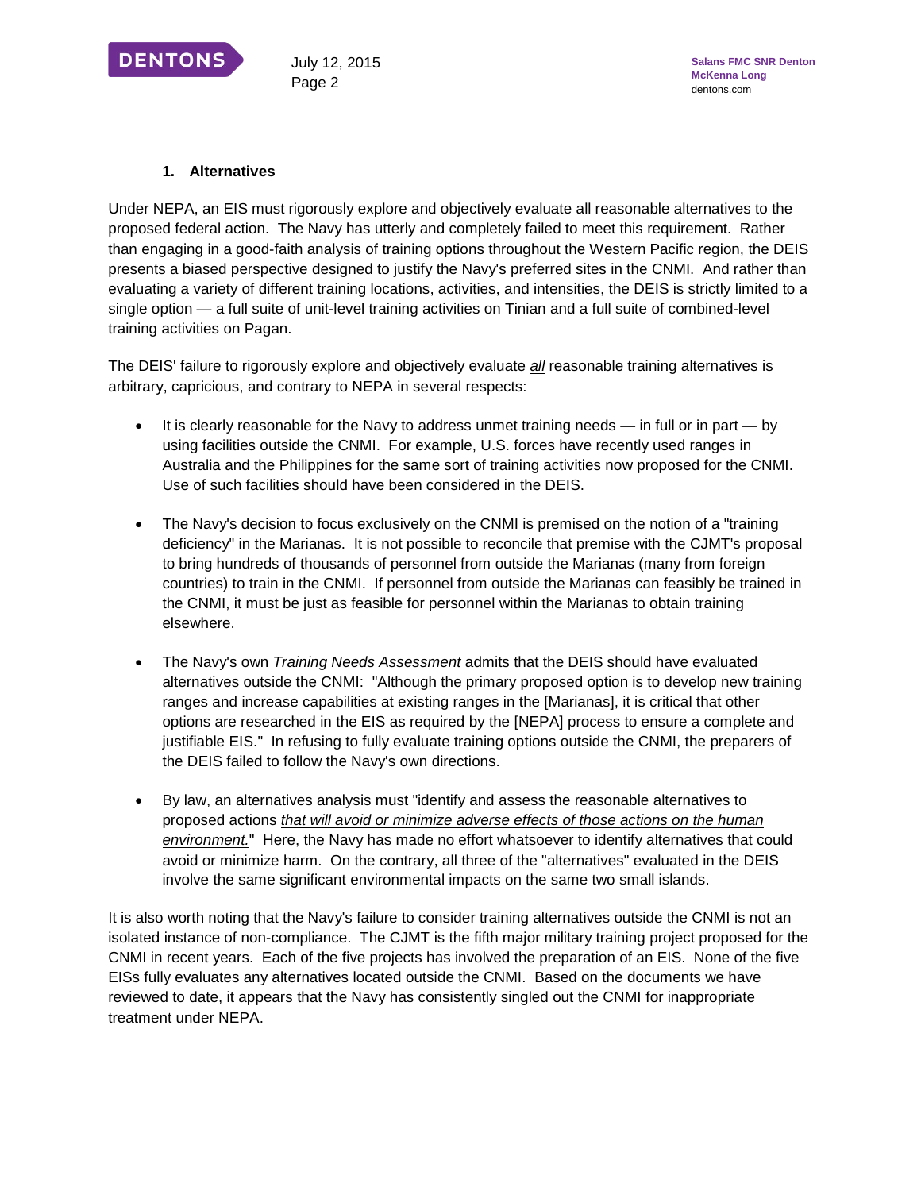### 1. Alternatives

Under NEPA, an EIS must rigorously explore and objectively evaluate all reasonable alternatives to the proposed federal action. The Navy has utterly and completely failed to meet this requirement. Rather than engaging in a good-faith analysis of training options throughout the Western Pacific region, the DEIS presents a biased perspective designed to justify the Navy's preferred sites in the CNMI. And rather than evaluating a variety of different training locations, activities, and intensities, the DEIS is strictly limited to a single option — a full suite of unit-level training activities on Tinian and a full suite of combined-level training activities on Pagan.

The DEIS' failure to rigorously explore and objectively evaluate ***all*** reasonable training alternatives is arbitrary, capricious, and contrary to NEPA in several respects:

- It is clearly reasonable for the Navy to address unmet training needs — in full or in part — by using facilities outside the CNMI. For example, U.S. forces have recently used ranges in Australia and the Philippines for the same sort of training activities now proposed for the CNMI. Use of such facilities should have been considered in the DEIS.

- The Navy's decision to focus exclusively on the CNMI is premised on the notion of a "training deficiency" in the Marianas. It is not possible to reconcile that premise with the CJMT's proposal to bring hundreds of thousands of personnel from outside the Marianas (many from foreign countries) to train in the CNMI. If personnel from outside the Marianas can feasibly be trained in the CNMI, it must be just as feasible for personnel within the Marianas to obtain training elsewhere.

- The Navy's own *Training Needs Assessment* admits that the DEIS should have evaluated alternatives outside the CNMI: "Although the primary proposed option is to develop new training ranges and increase capabilities at existing ranges in the [Marianas], it is critical that other options are researched in the EIS as required by the [NEPA] process to ensure a complete and justifiable EIS." In refusing to fully evaluate training options outside the CNMI, the preparers of the DEIS failed to follow the Navy's own directions.

- By law, an alternatives analysis must "identify and assess the reasonable alternatives to proposed actions *that will avoid or minimize adverse effects of those actions on the human environment.*" Here, the Navy has made no effort whatsoever to identify alternatives that could avoid or minimize harm. On the contrary, all three of the "alternatives" evaluated in the DEIS involve the same significant environmental impacts on the same two small islands.

It is also worth noting that the Navy's failure to consider training alternatives outside the CNMI is not an isolated instance of non-compliance. The CJMT is the fifth major military training project proposed for the CNMI in recent years. Each of the five projects has involved the preparation of an EIS. None of the five EISs fully evaluates any alternatives located outside the CNMI. Based on the documents we have reviewed to date, it appears that the Navy has consistently singled out the CNMI for inappropriate treatment under NEPA.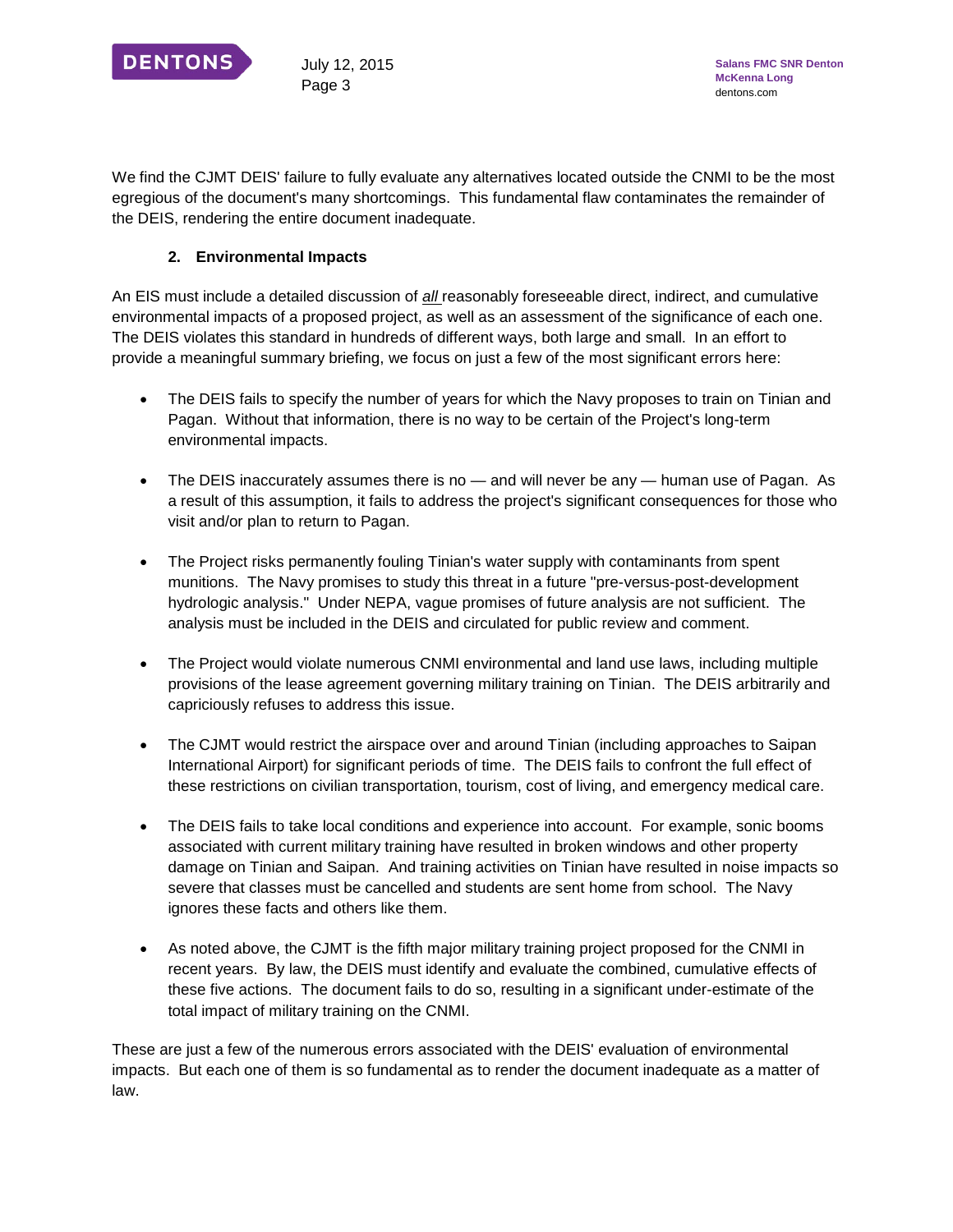We find the CJMT DEIS' failure to fully evaluate any alternatives located outside the CNMI to be the most egregious of the document's many shortcomings. This fundamental flaw contaminates the remainder of the DEIS, rendering the entire document inadequate.

**2. Environmental Impacts**

An EIS must include a detailed discussion of ***all*** reasonably foreseeable direct, indirect, and cumulative environmental impacts of a proposed project, as well as an assessment of the significance of each one. The DEIS violates this standard in hundreds of different ways, both large and small. In an effort to provide a meaningful summary briefing, we focus on just a few of the most significant errors here:

- The DEIS fails to specify the number of years for which the Navy proposes to train on Tinian and Pagan. Without that information, there is no way to be certain of the Project's long-term environmental impacts.

- The DEIS inaccurately assumes there is no — and will never be any — human use of Pagan. As a result of this assumption, it fails to address the project's significant consequences for those who visit and/or plan to return to Pagan.

- The Project risks permanently fouling Tinian's water supply with contaminants from spent munitions. The Navy promises to study this threat in a future "pre-versus-post-development hydrologic analysis." Under NEPA, vague promises of future analysis are not sufficient. The analysis must be included in the DEIS and circulated for public review and comment.

- The Project would violate numerous CNMI environmental and land use laws, including multiple provisions of the lease agreement governing military training on Tinian. The DEIS arbitrarily and capriciously refuses to address this issue.

- The CJMT would restrict the airspace over and around Tinian (including approaches to Saipan International Airport) for significant periods of time. The DEIS fails to confront the full effect of these restrictions on civilian transportation, tourism, cost of living, and emergency medical care.

- The DEIS fails to take local conditions and experience into account. For example, sonic booms associated with current military training have resulted in broken windows and other property damage on Tinian and Saipan. And training activities on Tinian have resulted in noise impacts so severe that classes must be cancelled and students are sent home from school. The Navy ignores these facts and others like them.

- As noted above, the CJMT is the fifth major military training project proposed for the CNMI in recent years. By law, the DEIS must identify and evaluate the combined, cumulative effects of these five actions. The document fails to do so, resulting in a significant under-estimate of the total impact of military training on the CNMI.

These are just a few of the numerous errors associated with the DEIS' evaluation of environmental impacts. But each one of them is so fundamental as to render the document inadequate as a matter of law.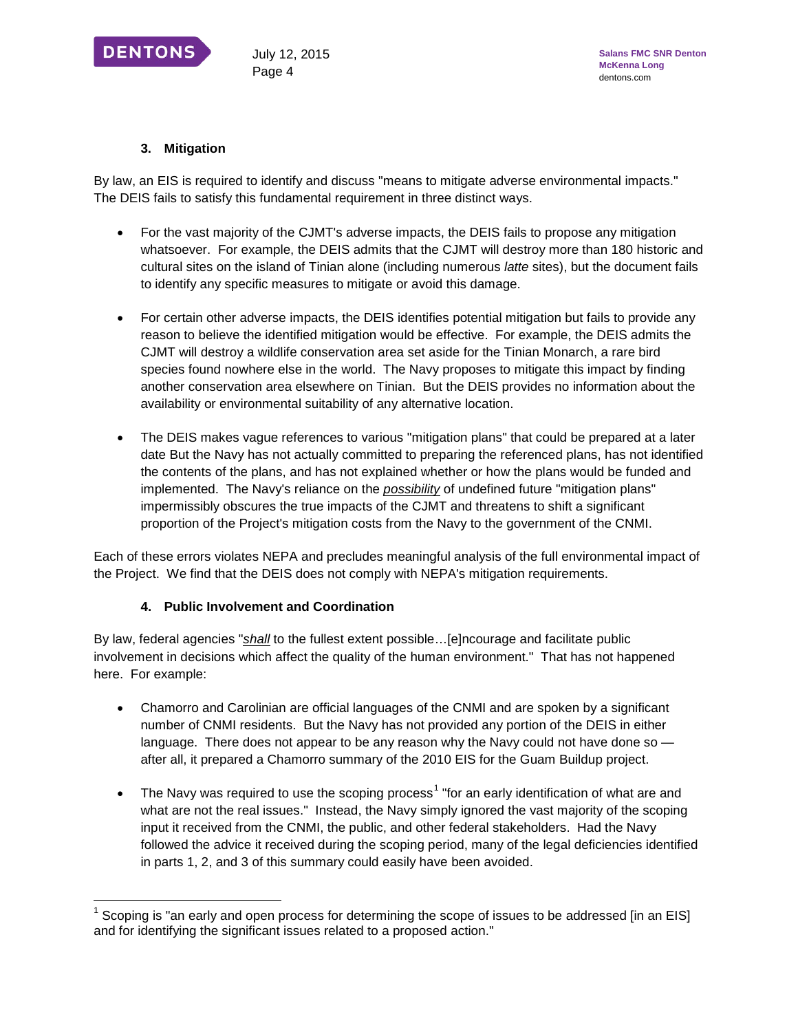### 3. Mitigation

By law, an EIS is required to identify and discuss "means to mitigate adverse environmental impacts." The DEIS fails to satisfy this fundamental requirement in three distinct ways.

- For the vast majority of the CJMT's adverse impacts, the DEIS fails to propose any mitigation whatsoever. For example, the DEIS admits that the CJMT will destroy more than 180 historic and cultural sites on the island of Tinian alone (including numerous *latte* sites), but the document fails to identify any specific measures to mitigate or avoid this damage.

- For certain other adverse impacts, the DEIS identifies potential mitigation but fails to provide any reason to believe the identified mitigation would be effective. For example, the DEIS admits the CJMT will destroy a wildlife conservation area set aside for the Tinian Monarch, a rare bird species found nowhere else in the world. The Navy proposes to mitigate this impact by finding another conservation area elsewhere on Tinian. But the DEIS provides no information about the availability or environmental suitability of any alternative location.

- The DEIS makes vague references to various "mitigation plans" that could be prepared at a later date But the Navy has not actually committed to preparing the referenced plans, has not identified the contents of the plans, and has not explained whether or how the plans would be funded and implemented. The Navy's reliance on the ***possibility*** of undefined future "mitigation plans" impermissibly obscures the true impacts of the CJMT and threatens to shift a significant proportion of the Project's mitigation costs from the Navy to the government of the CNMI.

Each of these errors violates NEPA and precludes meaningful analysis of the full environmental impact of the Project. We find that the DEIS does not comply with NEPA's mitigation requirements.

### 4. Public Involvement and Coordination

By law, federal agencies "***shall*** to the fullest extent possible…[e]ncourage and facilitate public involvement in decisions which affect the quality of the human environment." That has not happened here. For example:

- Chamorro and Carolinian are official languages of the CNMI and are spoken by a significant number of CNMI residents. But the Navy has not provided any portion of the DEIS in either language. There does not appear to be any reason why the Navy could not have done so — after all, it prepared a Chamorro summary of the 2010 EIS for the Guam Buildup project.

- The Navy was required to use the scoping process[1] "for an early identification of what are and what are not the real issues." Instead, the Navy simply ignored the vast majority of the scoping input it received from the CNMI, the public, and other federal stakeholders. Had the Navy followed the advice it received during the scoping period, many of the legal deficiencies identified in parts 1, 2, and 3 of this summary could easily have been avoided.

---

[1] Scoping is "an early and open process for determining the scope of issues to be addressed [in an EIS] and for identifying the significant issues related to a proposed action."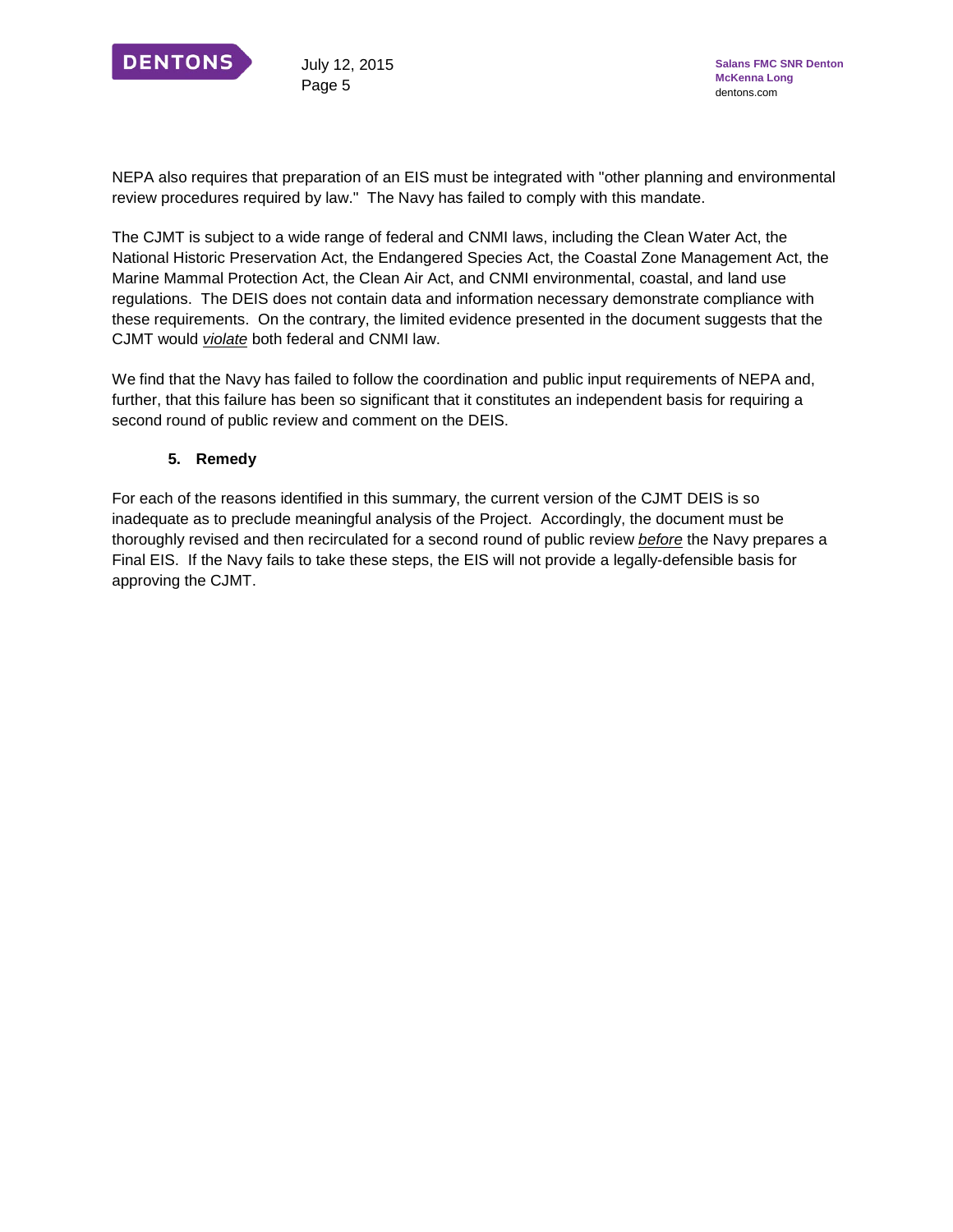NEPA also requires that preparation of an EIS must be integrated with "other planning and environmental review procedures required by law." The Navy has failed to comply with this mandate.

The CJMT is subject to a wide range of federal and CNMI laws, including the Clean Water Act, the National Historic Preservation Act, the Endangered Species Act, the Coastal Zone Management Act, the Marine Mammal Protection Act, the Clean Air Act, and CNMI environmental, coastal, and land use regulations. The DEIS does not contain data and information necessary demonstrate compliance with these requirements. On the contrary, the limited evidence presented in the document suggests that the CJMT would *violate* both federal and CNMI law.

We find that the Navy has failed to follow the coordination and public input requirements of NEPA and, further, that this failure has been so significant that it constitutes an independent basis for requiring a second round of public review and comment on the DEIS.

**5. Remedy**

For each of the reasons identified in this summary, the current version of the CJMT DEIS is so inadequate as to preclude meaningful analysis of the Project. Accordingly, the document must be thoroughly revised and then recirculated for a second round of public review ***before*** the Navy prepares a Final EIS. If the Navy fails to take these steps, the EIS will not provide a legally-defensible basis for approving the CJMT.